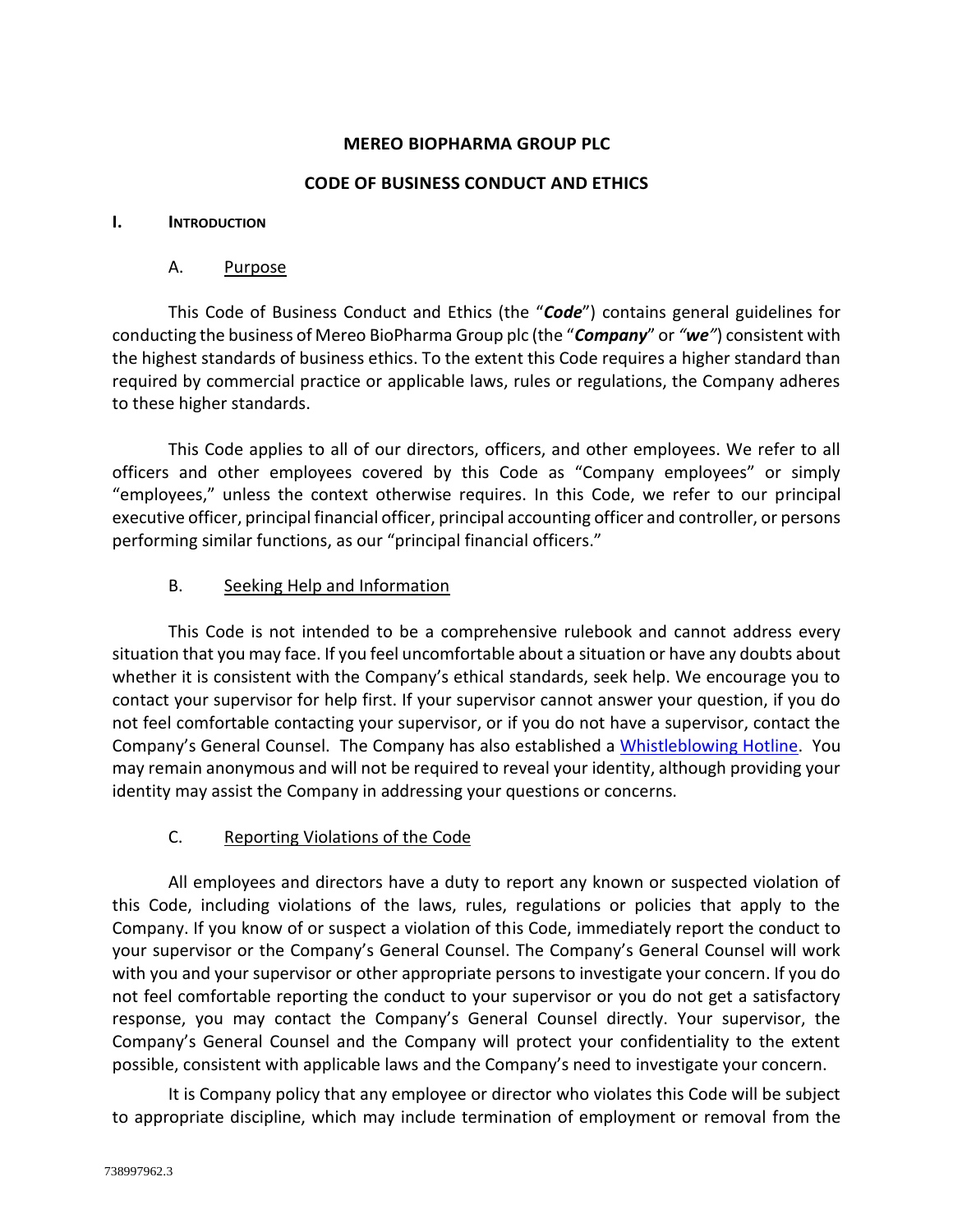# MEREO BIOPHARMA GROUP PLC

## CODE OF BUSINESS CONDUCT AND ETHICS

### I. INTRODUCTION

#### A. Purpose

This Code of Business Conduct and Ethics (the "***Code***") contains general guidelines for conducting the business of Mereo BioPharma Group plc (the "***Company***" or *"**we**"*) consistent with the highest standards of business ethics. To the extent this Code requires a higher standard than required by commercial practice or applicable laws, rules or regulations, the Company adheres to these higher standards.

This Code applies to all of our directors, officers, and other employees. We refer to all officers and other employees covered by this Code as "Company employees" or simply "employees," unless the context otherwise requires. In this Code, we refer to our principal executive officer, principal financial officer, principal accounting officer and controller, or persons performing similar functions, as our "principal financial officers."

#### B. Seeking Help and Information

This Code is not intended to be a comprehensive rulebook and cannot address every situation that you may face. If you feel uncomfortable about a situation or have any doubts about whether it is consistent with the Company's ethical standards, seek help. We encourage you to contact your supervisor for help first. If your supervisor cannot answer your question, if you do not feel comfortable contacting your supervisor, or if you do not have a supervisor, contact the Company's General Counsel. The Company has also established a Whistleblowing Hotline. You may remain anonymous and will not be required to reveal your identity, although providing your identity may assist the Company in addressing your questions or concerns.

#### C. Reporting Violations of the Code

All employees and directors have a duty to report any known or suspected violation of this Code, including violations of the laws, rules, regulations or policies that apply to the Company. If you know of or suspect a violation of this Code, immediately report the conduct to your supervisor or the Company's General Counsel. The Company's General Counsel will work with you and your supervisor or other appropriate persons to investigate your concern. If you do not feel comfortable reporting the conduct to your supervisor or you do not get a satisfactory response, you may contact the Company's General Counsel directly. Your supervisor, the Company's General Counsel and the Company will protect your confidentiality to the extent possible, consistent with applicable laws and the Company's need to investigate your concern.

It is Company policy that any employee or director who violates this Code will be subject to appropriate discipline, which may include termination of employment or removal from the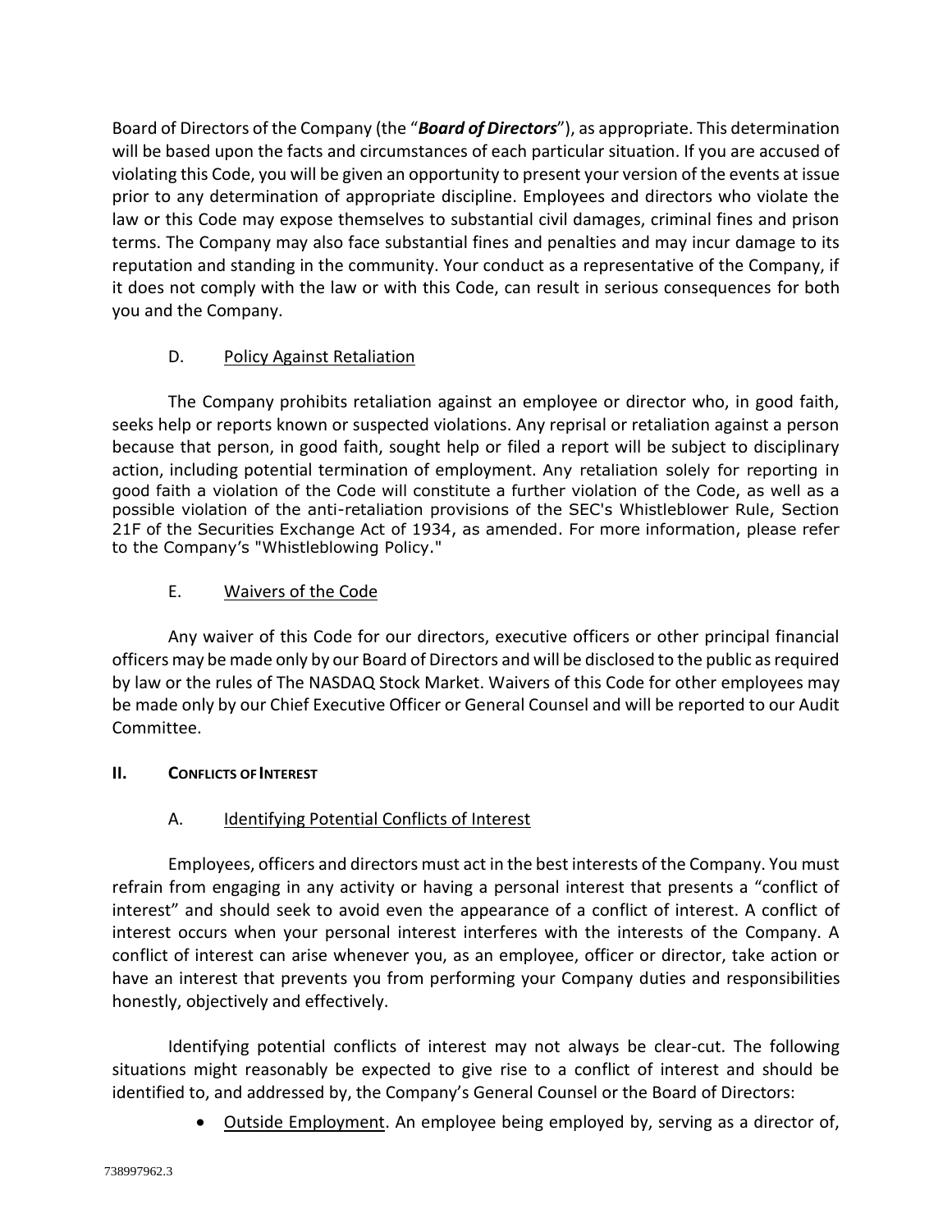Board of Directors of the Company (the "***Board of Directors***"), as appropriate. This determination will be based upon the facts and circumstances of each particular situation. If you are accused of violating this Code, you will be given an opportunity to present your version of the events at issue prior to any determination of appropriate discipline. Employees and directors who violate the law or this Code may expose themselves to substantial civil damages, criminal fines and prison terms. The Company may also face substantial fines and penalties and may incur damage to its reputation and standing in the community. Your conduct as a representative of the Company, if it does not comply with the law or with this Code, can result in serious consequences for both you and the Company.

### D. Policy Against Retaliation

The Company prohibits retaliation against an employee or director who, in good faith, seeks help or reports known or suspected violations. Any reprisal or retaliation against a person because that person, in good faith, sought help or filed a report will be subject to disciplinary action, including potential termination of employment. Any retaliation solely for reporting in good faith a violation of the Code will constitute a further violation of the Code, as well as a possible violation of the anti-retaliation provisions of the SEC's Whistleblower Rule, Section 21F of the Securities Exchange Act of 1934, as amended. For more information, please refer to the Company's "Whistleblowing Policy."

### E. Waivers of the Code

Any waiver of this Code for our directors, executive officers or other principal financial officers may be made only by our Board of Directors and will be disclosed to the public as required by law or the rules of The NASDAQ Stock Market. Waivers of this Code for other employees may be made only by our Chief Executive Officer or General Counsel and will be reported to our Audit Committee.

## II. Conflicts of Interest

### A. Identifying Potential Conflicts of Interest

Employees, officers and directors must act in the best interests of the Company. You must refrain from engaging in any activity or having a personal interest that presents a "conflict of interest" and should seek to avoid even the appearance of a conflict of interest. A conflict of interest occurs when your personal interest interferes with the interests of the Company. A conflict of interest can arise whenever you, as an employee, officer or director, take action or have an interest that prevents you from performing your Company duties and responsibilities honestly, objectively and effectively.

Identifying potential conflicts of interest may not always be clear-cut. The following situations might reasonably be expected to give rise to a conflict of interest and should be identified to, and addressed by, the Company's General Counsel or the Board of Directors:

- Outside Employment. An employee being employed by, serving as a director of,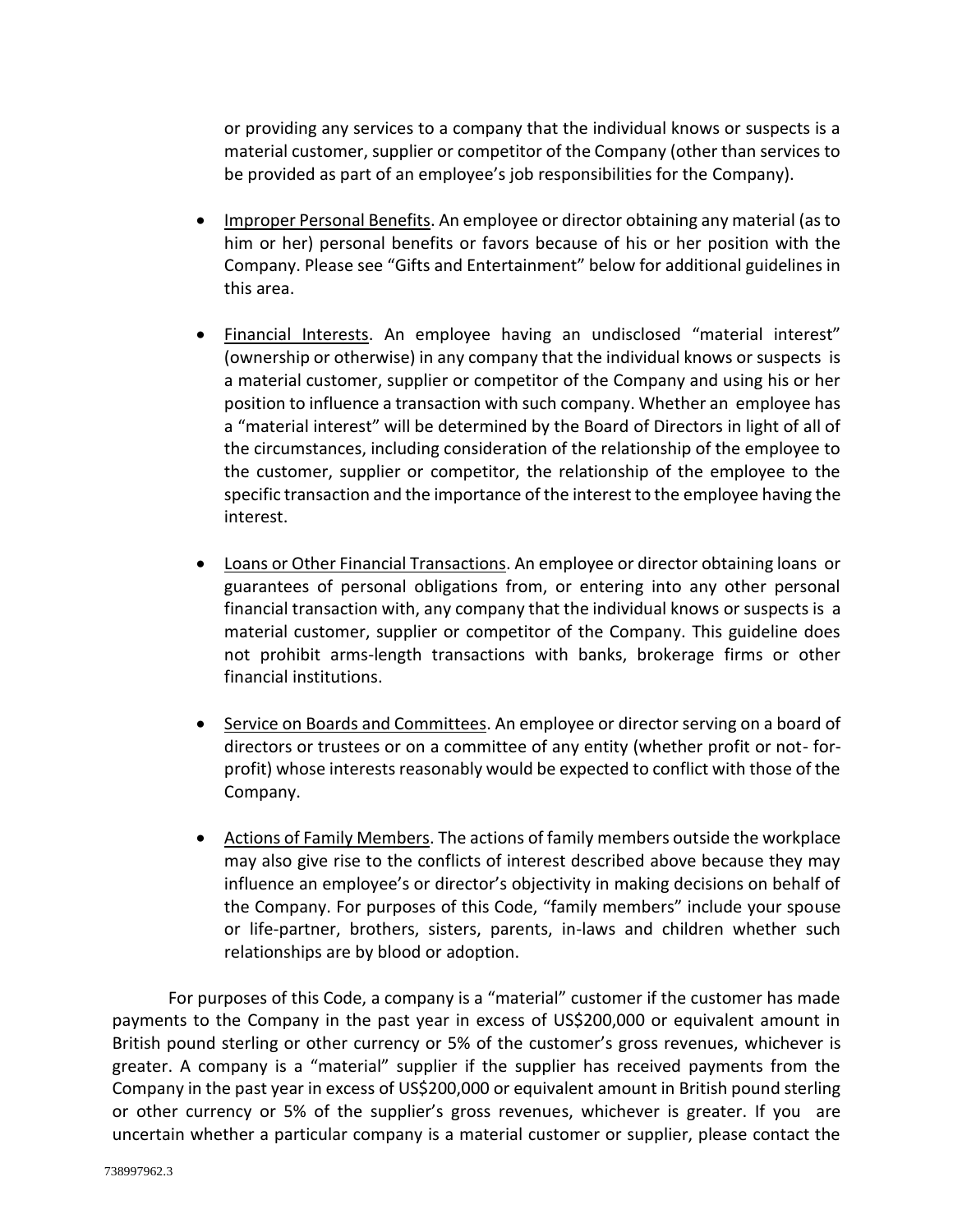or providing any services to a company that the individual knows or suspects is a material customer, supplier or competitor of the Company (other than services to be provided as part of an employee's job responsibilities for the Company).

- Improper Personal Benefits. An employee or director obtaining any material (as to him or her) personal benefits or favors because of his or her position with the Company. Please see "Gifts and Entertainment" below for additional guidelines in this area.

- Financial Interests. An employee having an undisclosed "material interest" (ownership or otherwise) in any company that the individual knows or suspects is a material customer, supplier or competitor of the Company and using his or her position to influence a transaction with such company. Whether an employee has a "material interest" will be determined by the Board of Directors in light of all of the circumstances, including consideration of the relationship of the employee to the customer, supplier or competitor, the relationship of the employee to the specific transaction and the importance of the interest to the employee having the interest.

- Loans or Other Financial Transactions. An employee or director obtaining loans or guarantees of personal obligations from, or entering into any other personal financial transaction with, any company that the individual knows or suspects is a material customer, supplier or competitor of the Company. This guideline does not prohibit arms-length transactions with banks, brokerage firms or other financial institutions.

- Service on Boards and Committees. An employee or director serving on a board of directors or trustees or on a committee of any entity (whether profit or not- for-profit) whose interests reasonably would be expected to conflict with those of the Company.

- Actions of Family Members. The actions of family members outside the workplace may also give rise to the conflicts of interest described above because they may influence an employee's or director's objectivity in making decisions on behalf of the Company. For purposes of this Code, "family members" include your spouse or life-partner, brothers, sisters, parents, in-laws and children whether such relationships are by blood or adoption.

For purposes of this Code, a company is a "material" customer if the customer has made payments to the Company in the past year in excess of US$200,000 or equivalent amount in British pound sterling or other currency or 5% of the customer's gross revenues, whichever is greater. A company is a "material" supplier if the supplier has received payments from the Company in the past year in excess of US$200,000 or equivalent amount in British pound sterling or other currency or 5% of the supplier's gross revenues, whichever is greater. If you are uncertain whether a particular company is a material customer or supplier, please contact the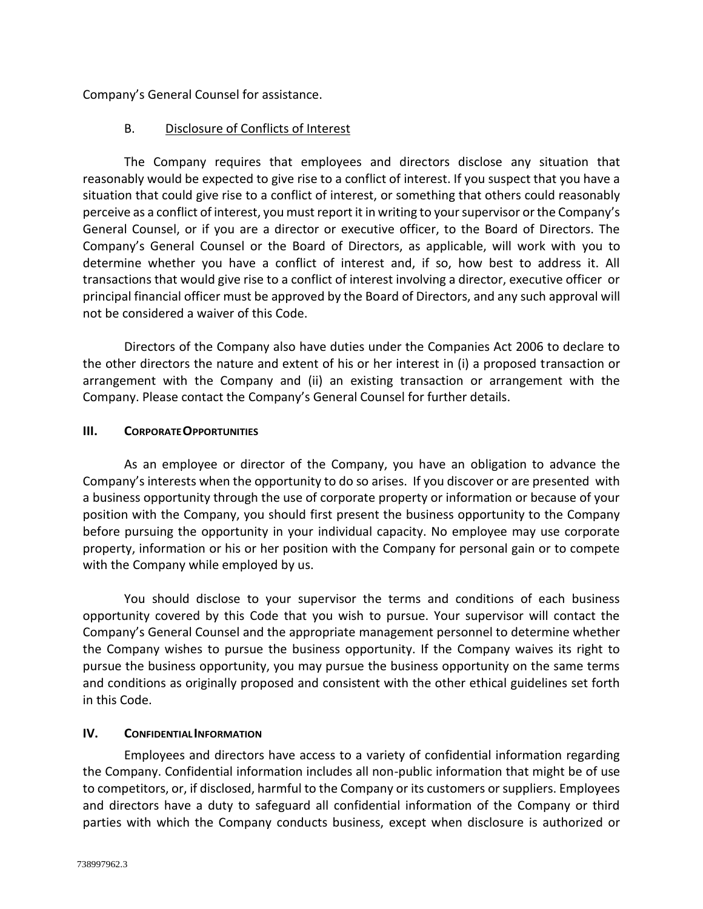Company's General Counsel for assistance.

### B. Disclosure of Conflicts of Interest

The Company requires that employees and directors disclose any situation that reasonably would be expected to give rise to a conflict of interest. If you suspect that you have a situation that could give rise to a conflict of interest, or something that others could reasonably perceive as a conflict of interest, you must report it in writing to your supervisor or the Company's General Counsel, or if you are a director or executive officer, to the Board of Directors. The Company's General Counsel or the Board of Directors, as applicable, will work with you to determine whether you have a conflict of interest and, if so, how best to address it. All transactions that would give rise to a conflict of interest involving a director, executive officer or principal financial officer must be approved by the Board of Directors, and any such approval will not be considered a waiver of this Code.

Directors of the Company also have duties under the Companies Act 2006 to declare to the other directors the nature and extent of his or her interest in (i) a proposed transaction or arrangement with the Company and (ii) an existing transaction or arrangement with the Company. Please contact the Company's General Counsel for further details.

## III. CORPORATE OPPORTUNITIES

As an employee or director of the Company, you have an obligation to advance the Company's interests when the opportunity to do so arises. If you discover or are presented with a business opportunity through the use of corporate property or information or because of your position with the Company, you should first present the business opportunity to the Company before pursuing the opportunity in your individual capacity. No employee may use corporate property, information or his or her position with the Company for personal gain or to compete with the Company while employed by us.

You should disclose to your supervisor the terms and conditions of each business opportunity covered by this Code that you wish to pursue. Your supervisor will contact the Company's General Counsel and the appropriate management personnel to determine whether the Company wishes to pursue the business opportunity. If the Company waives its right to pursue the business opportunity, you may pursue the business opportunity on the same terms and conditions as originally proposed and consistent with the other ethical guidelines set forth in this Code.

## IV. CONFIDENTIAL INFORMATION

Employees and directors have access to a variety of confidential information regarding the Company. Confidential information includes all non-public information that might be of use to competitors, or, if disclosed, harmful to the Company or its customers or suppliers. Employees and directors have a duty to safeguard all confidential information of the Company or third parties with which the Company conducts business, except when disclosure is authorized or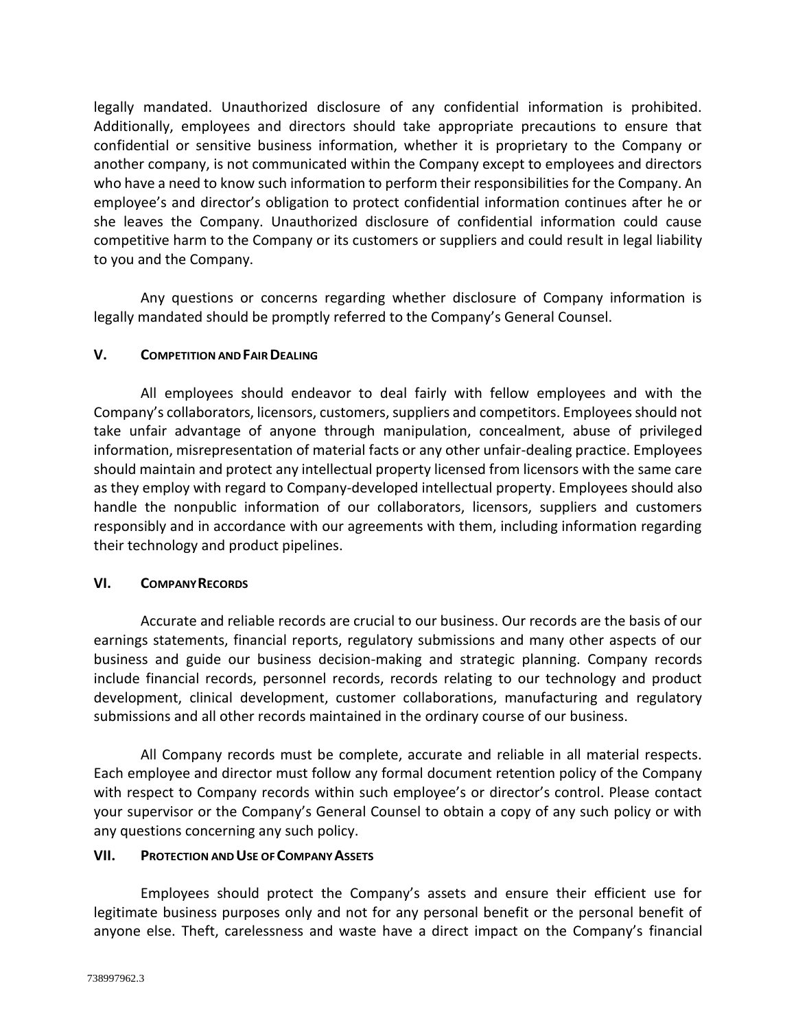legally mandated. Unauthorized disclosure of any confidential information is prohibited. Additionally, employees and directors should take appropriate precautions to ensure that confidential or sensitive business information, whether it is proprietary to the Company or another company, is not communicated within the Company except to employees and directors who have a need to know such information to perform their responsibilities for the Company. An employee's and director's obligation to protect confidential information continues after he or she leaves the Company. Unauthorized disclosure of confidential information could cause competitive harm to the Company or its customers or suppliers and could result in legal liability to you and the Company.

Any questions or concerns regarding whether disclosure of Company information is legally mandated should be promptly referred to the Company's General Counsel.

## V. Competition and Fair Dealing

All employees should endeavor to deal fairly with fellow employees and with the Company's collaborators, licensors, customers, suppliers and competitors. Employees should not take unfair advantage of anyone through manipulation, concealment, abuse of privileged information, misrepresentation of material facts or any other unfair-dealing practice. Employees should maintain and protect any intellectual property licensed from licensors with the same care as they employ with regard to Company-developed intellectual property. Employees should also handle the nonpublic information of our collaborators, licensors, suppliers and customers responsibly and in accordance with our agreements with them, including information regarding their technology and product pipelines.

## VI. Company Records

Accurate and reliable records are crucial to our business. Our records are the basis of our earnings statements, financial reports, regulatory submissions and many other aspects of our business and guide our business decision-making and strategic planning. Company records include financial records, personnel records, records relating to our technology and product development, clinical development, customer collaborations, manufacturing and regulatory submissions and all other records maintained in the ordinary course of our business.

All Company records must be complete, accurate and reliable in all material respects. Each employee and director must follow any formal document retention policy of the Company with respect to Company records within such employee's or director's control. Please contact your supervisor or the Company's General Counsel to obtain a copy of any such policy or with any questions concerning any such policy.

## VII. Protection and Use of Company Assets

Employees should protect the Company's assets and ensure their efficient use for legitimate business purposes only and not for any personal benefit or the personal benefit of anyone else. Theft, carelessness and waste have a direct impact on the Company's financial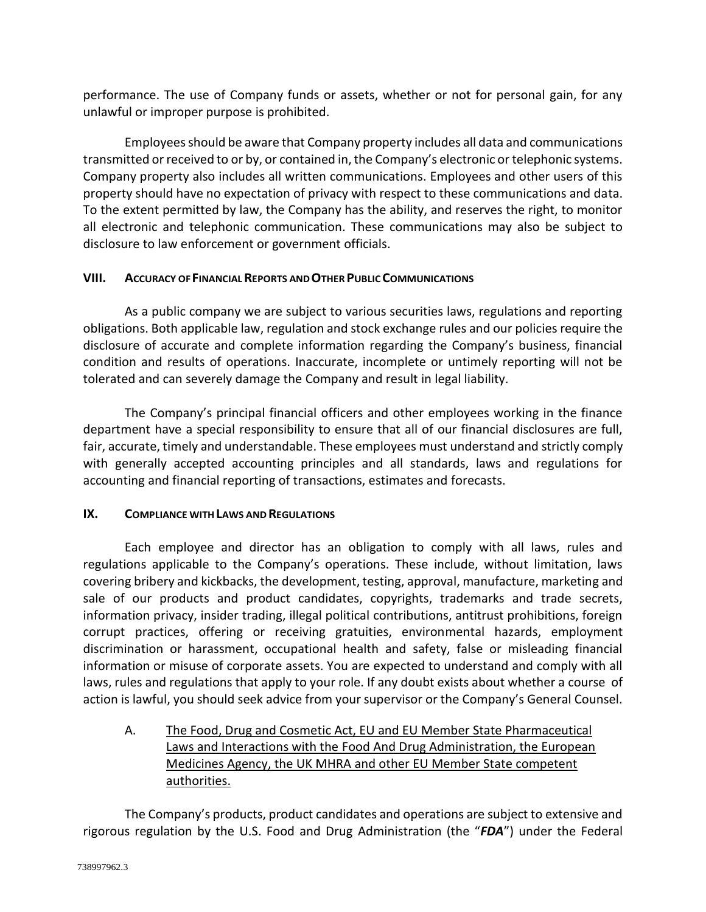performance. The use of Company funds or assets, whether or not for personal gain, for any unlawful or improper purpose is prohibited.

Employees should be aware that Company property includes all data and communications transmitted or received to or by, or contained in, the Company's electronic or telephonic systems. Company property also includes all written communications. Employees and other users of this property should have no expectation of privacy with respect to these communications and data. To the extent permitted by law, the Company has the ability, and reserves the right, to monitor all electronic and telephonic communication. These communications may also be subject to disclosure to law enforcement or government officials.

## VIII. Accuracy of Financial Reports and Other Public Communications

As a public company we are subject to various securities laws, regulations and reporting obligations. Both applicable law, regulation and stock exchange rules and our policies require the disclosure of accurate and complete information regarding the Company's business, financial condition and results of operations. Inaccurate, incomplete or untimely reporting will not be tolerated and can severely damage the Company and result in legal liability.

The Company's principal financial officers and other employees working in the finance department have a special responsibility to ensure that all of our financial disclosures are full, fair, accurate, timely and understandable. These employees must understand and strictly comply with generally accepted accounting principles and all standards, laws and regulations for accounting and financial reporting of transactions, estimates and forecasts.

## IX. Compliance with Laws and Regulations

Each employee and director has an obligation to comply with all laws, rules and regulations applicable to the Company's operations. These include, without limitation, laws covering bribery and kickbacks, the development, testing, approval, manufacture, marketing and sale of our products and product candidates, copyrights, trademarks and trade secrets, information privacy, insider trading, illegal political contributions, antitrust prohibitions, foreign corrupt practices, offering or receiving gratuities, environmental hazards, employment discrimination or harassment, occupational health and safety, false or misleading financial information or misuse of corporate assets. You are expected to understand and comply with all laws, rules and regulations that apply to your role. If any doubt exists about whether a course of action is lawful, you should seek advice from your supervisor or the Company's General Counsel.

### A. The Food, Drug and Cosmetic Act, EU and EU Member State Pharmaceutical Laws and Interactions with the Food And Drug Administration, the European Medicines Agency, the UK MHRA and other EU Member State competent authorities.

The Company's products, product candidates and operations are subject to extensive and rigorous regulation by the U.S. Food and Drug Administration (the "***FDA***") under the Federal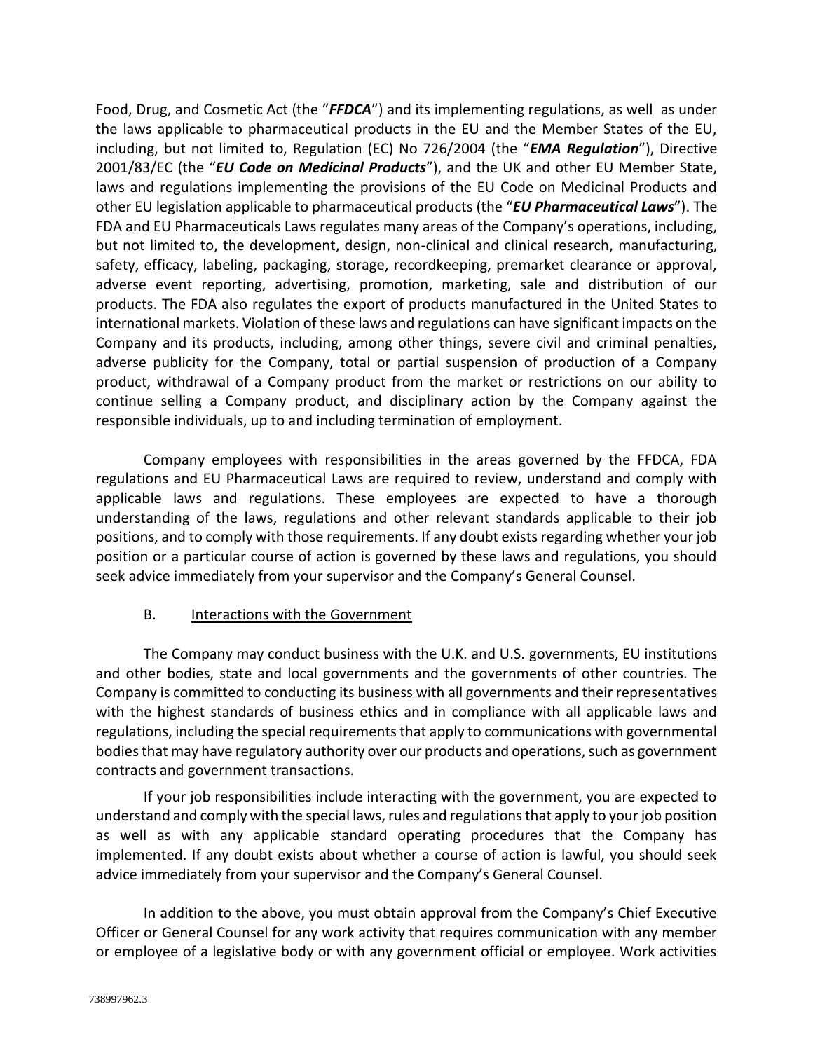Food, Drug, and Cosmetic Act (the "***FFDCA***") and its implementing regulations, as well as under the laws applicable to pharmaceutical products in the EU and the Member States of the EU, including, but not limited to, Regulation (EC) No 726/2004 (the "***EMA Regulation***"), Directive 2001/83/EC (the "***EU Code on Medicinal Products***"), and the UK and other EU Member State, laws and regulations implementing the provisions of the EU Code on Medicinal Products and other EU legislation applicable to pharmaceutical products (the "***EU Pharmaceutical Laws***"). The FDA and EU Pharmaceuticals Laws regulates many areas of the Company's operations, including, but not limited to, the development, design, non-clinical and clinical research, manufacturing, safety, efficacy, labeling, packaging, storage, recordkeeping, premarket clearance or approval, adverse event reporting, advertising, promotion, marketing, sale and distribution of our products. The FDA also regulates the export of products manufactured in the United States to international markets. Violation of these laws and regulations can have significant impacts on the Company and its products, including, among other things, severe civil and criminal penalties, adverse publicity for the Company, total or partial suspension of production of a Company product, withdrawal of a Company product from the market or restrictions on our ability to continue selling a Company product, and disciplinary action by the Company against the responsible individuals, up to and including termination of employment.

Company employees with responsibilities in the areas governed by the FFDCA, FDA regulations and EU Pharmaceutical Laws are required to review, understand and comply with applicable laws and regulations. These employees are expected to have a thorough understanding of the laws, regulations and other relevant standards applicable to their job positions, and to comply with those requirements. If any doubt exists regarding whether your job position or a particular course of action is governed by these laws and regulations, you should seek advice immediately from your supervisor and the Company's General Counsel.

B. Interactions with the Government

The Company may conduct business with the U.K. and U.S. governments, EU institutions and other bodies, state and local governments and the governments of other countries. The Company is committed to conducting its business with all governments and their representatives with the highest standards of business ethics and in compliance with all applicable laws and regulations, including the special requirements that apply to communications with governmental bodies that may have regulatory authority over our products and operations, such as government contracts and government transactions.

If your job responsibilities include interacting with the government, you are expected to understand and comply with the special laws, rules and regulations that apply to your job position as well as with any applicable standard operating procedures that the Company has implemented. If any doubt exists about whether a course of action is lawful, you should seek advice immediately from your supervisor and the Company's General Counsel.

In addition to the above, you must obtain approval from the Company's Chief Executive Officer or General Counsel for any work activity that requires communication with any member or employee of a legislative body or with any government official or employee. Work activities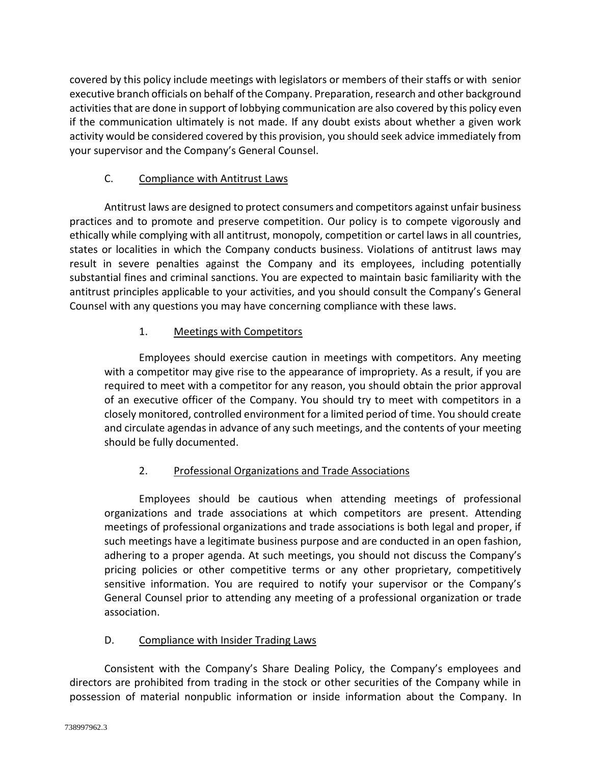covered by this policy include meetings with legislators or members of their staffs or with senior executive branch officials on behalf of the Company. Preparation, research and other background activities that are done in support of lobbying communication are also covered by this policy even if the communication ultimately is not made. If any doubt exists about whether a given work activity would be considered covered by this provision, you should seek advice immediately from your supervisor and the Company's General Counsel.

### C. Compliance with Antitrust Laws

Antitrust laws are designed to protect consumers and competitors against unfair business practices and to promote and preserve competition. Our policy is to compete vigorously and ethically while complying with all antitrust, monopoly, competition or cartel laws in all countries, states or localities in which the Company conducts business. Violations of antitrust laws may result in severe penalties against the Company and its employees, including potentially substantial fines and criminal sanctions. You are expected to maintain basic familiarity with the antitrust principles applicable to your activities, and you should consult the Company's General Counsel with any questions you may have concerning compliance with these laws.

#### 1. Meetings with Competitors

Employees should exercise caution in meetings with competitors. Any meeting with a competitor may give rise to the appearance of impropriety. As a result, if you are required to meet with a competitor for any reason, you should obtain the prior approval of an executive officer of the Company. You should try to meet with competitors in a closely monitored, controlled environment for a limited period of time. You should create and circulate agendas in advance of any such meetings, and the contents of your meeting should be fully documented.

#### 2. Professional Organizations and Trade Associations

Employees should be cautious when attending meetings of professional organizations and trade associations at which competitors are present. Attending meetings of professional organizations and trade associations is both legal and proper, if such meetings have a legitimate business purpose and are conducted in an open fashion, adhering to a proper agenda. At such meetings, you should not discuss the Company's pricing policies or other competitive terms or any other proprietary, competitively sensitive information. You are required to notify your supervisor or the Company's General Counsel prior to attending any meeting of a professional organization or trade association.

### D. Compliance with Insider Trading Laws

Consistent with the Company's Share Dealing Policy, the Company's employees and directors are prohibited from trading in the stock or other securities of the Company while in possession of material nonpublic information or inside information about the Company. In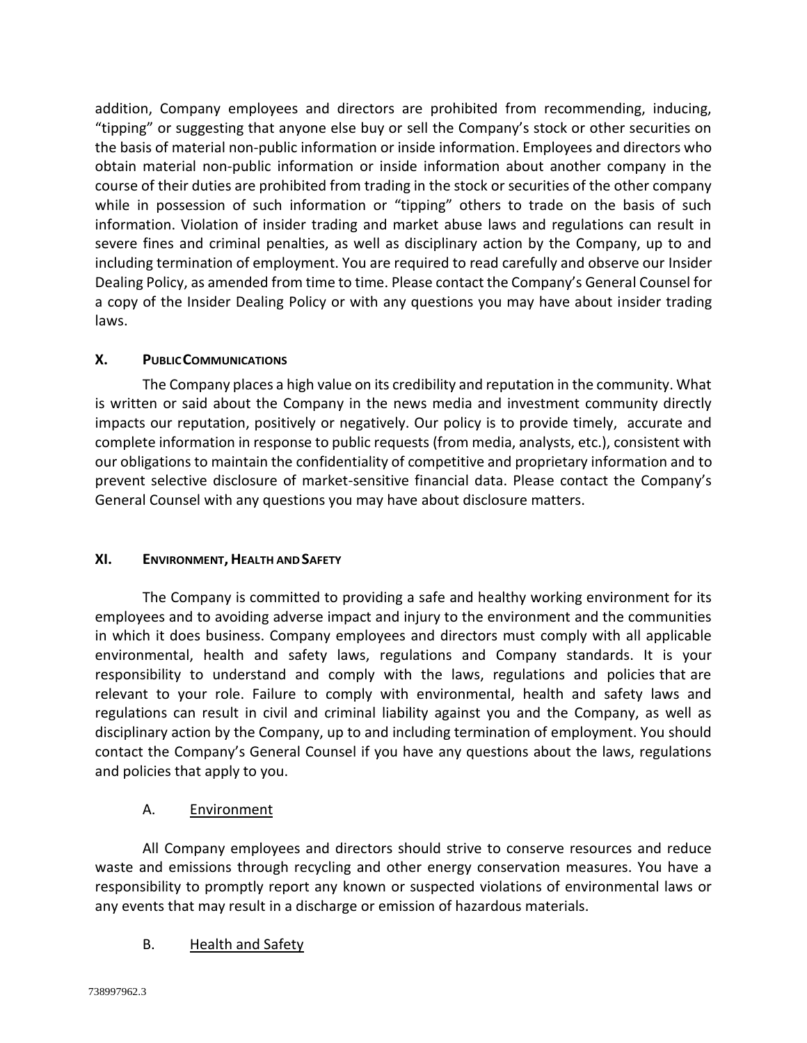addition, Company employees and directors are prohibited from recommending, inducing, "tipping" or suggesting that anyone else buy or sell the Company's stock or other securities on the basis of material non-public information or inside information. Employees and directors who obtain material non-public information or inside information about another company in the course of their duties are prohibited from trading in the stock or securities of the other company while in possession of such information or "tipping" others to trade on the basis of such information. Violation of insider trading and market abuse laws and regulations can result in severe fines and criminal penalties, as well as disciplinary action by the Company, up to and including termination of employment. You are required to read carefully and observe our Insider Dealing Policy, as amended from time to time. Please contact the Company's General Counsel for a copy of the Insider Dealing Policy or with any questions you may have about insider trading laws.

## X. Public Communications

The Company places a high value on its credibility and reputation in the community. What is written or said about the Company in the news media and investment community directly impacts our reputation, positively or negatively. Our policy is to provide timely, accurate and complete information in response to public requests (from media, analysts, etc.), consistent with our obligations to maintain the confidentiality of competitive and proprietary information and to prevent selective disclosure of market-sensitive financial data. Please contact the Company's General Counsel with any questions you may have about disclosure matters.

## XI. Environment, Health and Safety

The Company is committed to providing a safe and healthy working environment for its employees and to avoiding adverse impact and injury to the environment and the communities in which it does business. Company employees and directors must comply with all applicable environmental, health and safety laws, regulations and Company standards. It is your responsibility to understand and comply with the laws, regulations and policies that are relevant to your role. Failure to comply with environmental, health and safety laws and regulations can result in civil and criminal liability against you and the Company, as well as disciplinary action by the Company, up to and including termination of employment. You should contact the Company's General Counsel if you have any questions about the laws, regulations and policies that apply to you.

### A. Environment

All Company employees and directors should strive to conserve resources and reduce waste and emissions through recycling and other energy conservation measures. You have a responsibility to promptly report any known or suspected violations of environmental laws or any events that may result in a discharge or emission of hazardous materials.

### B. Health and Safety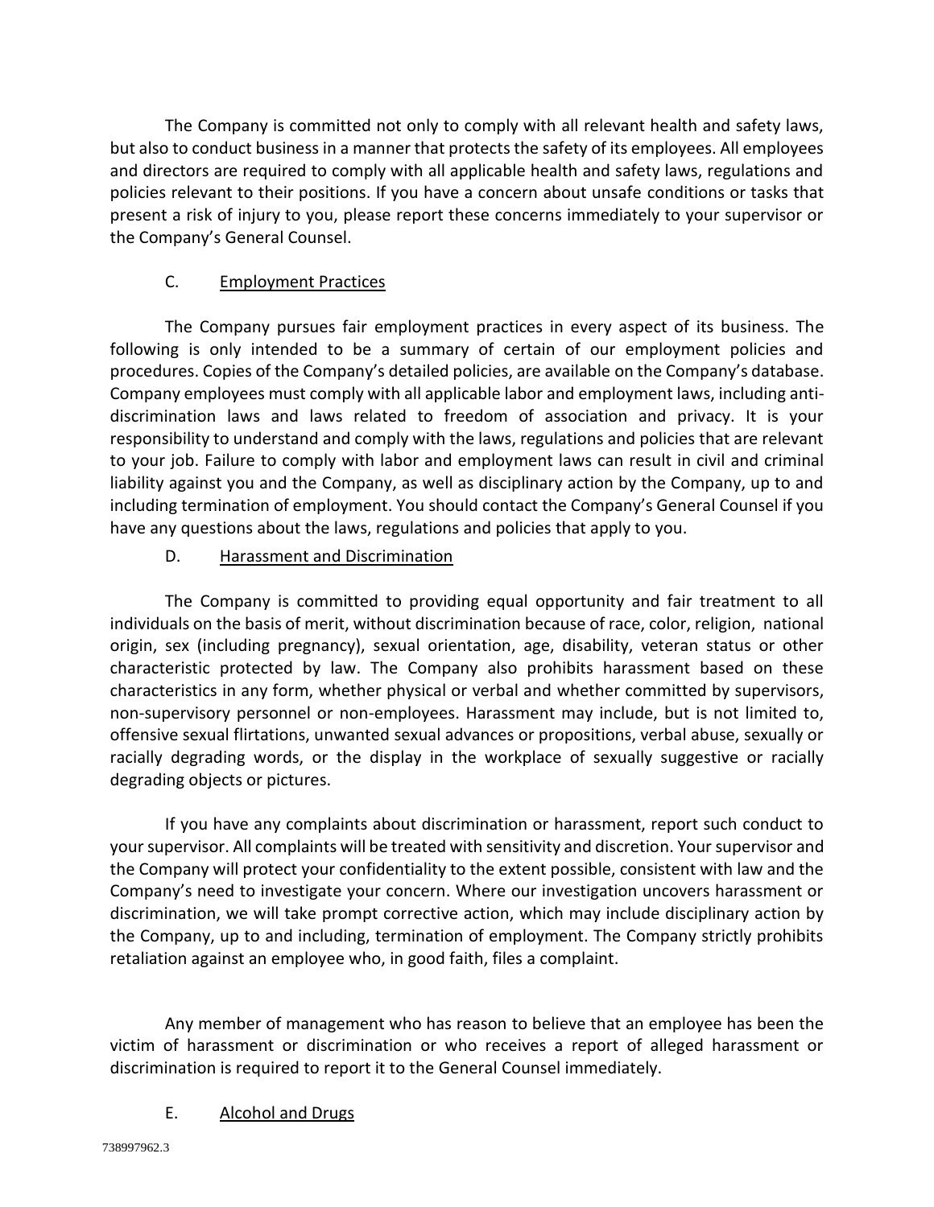The Company is committed not only to comply with all relevant health and safety laws, but also to conduct business in a manner that protects the safety of its employees. All employees and directors are required to comply with all applicable health and safety laws, regulations and policies relevant to their positions. If you have a concern about unsafe conditions or tasks that present a risk of injury to you, please report these concerns immediately to your supervisor or the Company's General Counsel.

### C. Employment Practices

The Company pursues fair employment practices in every aspect of its business. The following is only intended to be a summary of certain of our employment policies and procedures. Copies of the Company's detailed policies, are available on the Company's database. Company employees must comply with all applicable labor and employment laws, including anti-discrimination laws and laws related to freedom of association and privacy. It is your responsibility to understand and comply with the laws, regulations and policies that are relevant to your job. Failure to comply with labor and employment laws can result in civil and criminal liability against you and the Company, as well as disciplinary action by the Company, up to and including termination of employment. You should contact the Company's General Counsel if you have any questions about the laws, regulations and policies that apply to you.

### D. Harassment and Discrimination

The Company is committed to providing equal opportunity and fair treatment to all individuals on the basis of merit, without discrimination because of race, color, religion, national origin, sex (including pregnancy), sexual orientation, age, disability, veteran status or other characteristic protected by law. The Company also prohibits harassment based on these characteristics in any form, whether physical or verbal and whether committed by supervisors, non-supervisory personnel or non-employees. Harassment may include, but is not limited to, offensive sexual flirtations, unwanted sexual advances or propositions, verbal abuse, sexually or racially degrading words, or the display in the workplace of sexually suggestive or racially degrading objects or pictures.

If you have any complaints about discrimination or harassment, report such conduct to your supervisor. All complaints will be treated with sensitivity and discretion. Your supervisor and the Company will protect your confidentiality to the extent possible, consistent with law and the Company's need to investigate your concern. Where our investigation uncovers harassment or discrimination, we will take prompt corrective action, which may include disciplinary action by the Company, up to and including, termination of employment. The Company strictly prohibits retaliation against an employee who, in good faith, files a complaint.

Any member of management who has reason to believe that an employee has been the victim of harassment or discrimination or who receives a report of alleged harassment or discrimination is required to report it to the General Counsel immediately.

### E. Alcohol and Drugs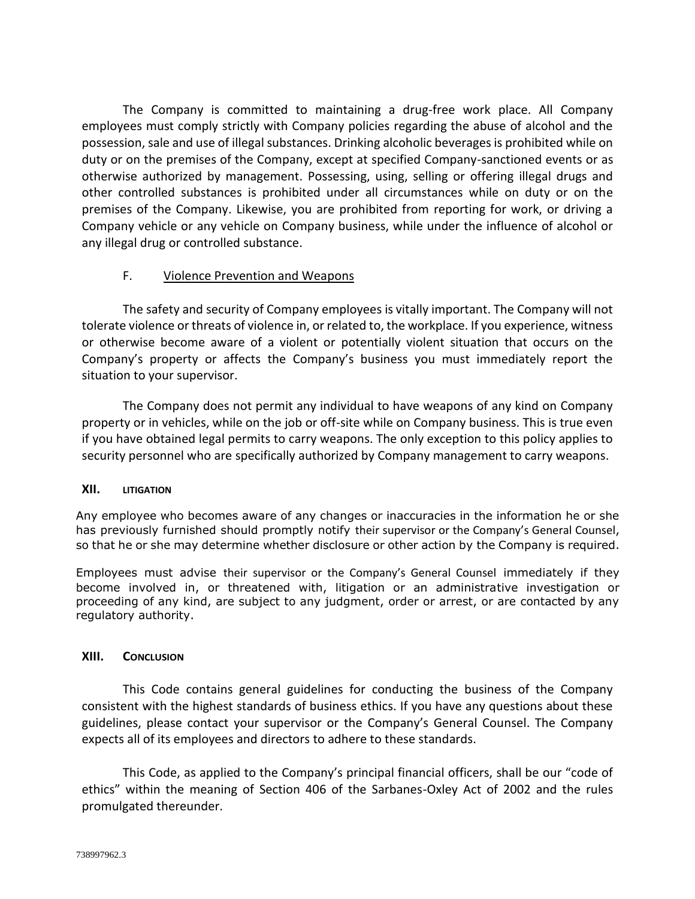The Company is committed to maintaining a drug-free work place. All Company employees must comply strictly with Company policies regarding the abuse of alcohol and the possession, sale and use of illegal substances. Drinking alcoholic beverages is prohibited while on duty or on the premises of the Company, except at specified Company-sanctioned events or as otherwise authorized by management. Possessing, using, selling or offering illegal drugs and other controlled substances is prohibited under all circumstances while on duty or on the premises of the Company. Likewise, you are prohibited from reporting for work, or driving a Company vehicle or any vehicle on Company business, while under the influence of alcohol or any illegal drug or controlled substance.

### F. Violence Prevention and Weapons

The safety and security of Company employees is vitally important. The Company will not tolerate violence or threats of violence in, or related to, the workplace. If you experience, witness or otherwise become aware of a violent or potentially violent situation that occurs on the Company's property or affects the Company's business you must immediately report the situation to your supervisor.

The Company does not permit any individual to have weapons of any kind on Company property or in vehicles, while on the job or off-site while on Company business. This is true even if you have obtained legal permits to carry weapons. The only exception to this policy applies to security personnel who are specifically authorized by Company management to carry weapons.

## XII. Litigation

Any employee who becomes aware of any changes or inaccuracies in the information he or she has previously furnished should promptly notify their supervisor or the Company's General Counsel, so that he or she may determine whether disclosure or other action by the Company is required.

Employees must advise their supervisor or the Company's General Counsel immediately if they become involved in, or threatened with, litigation or an administrative investigation or proceeding of any kind, are subject to any judgment, order or arrest, or are contacted by any regulatory authority.

## XIII. Conclusion

This Code contains general guidelines for conducting the business of the Company consistent with the highest standards of business ethics. If you have any questions about these guidelines, please contact your supervisor or the Company's General Counsel. The Company expects all of its employees and directors to adhere to these standards.

This Code, as applied to the Company's principal financial officers, shall be our "code of ethics" within the meaning of Section 406 of the Sarbanes-Oxley Act of 2002 and the rules promulgated thereunder.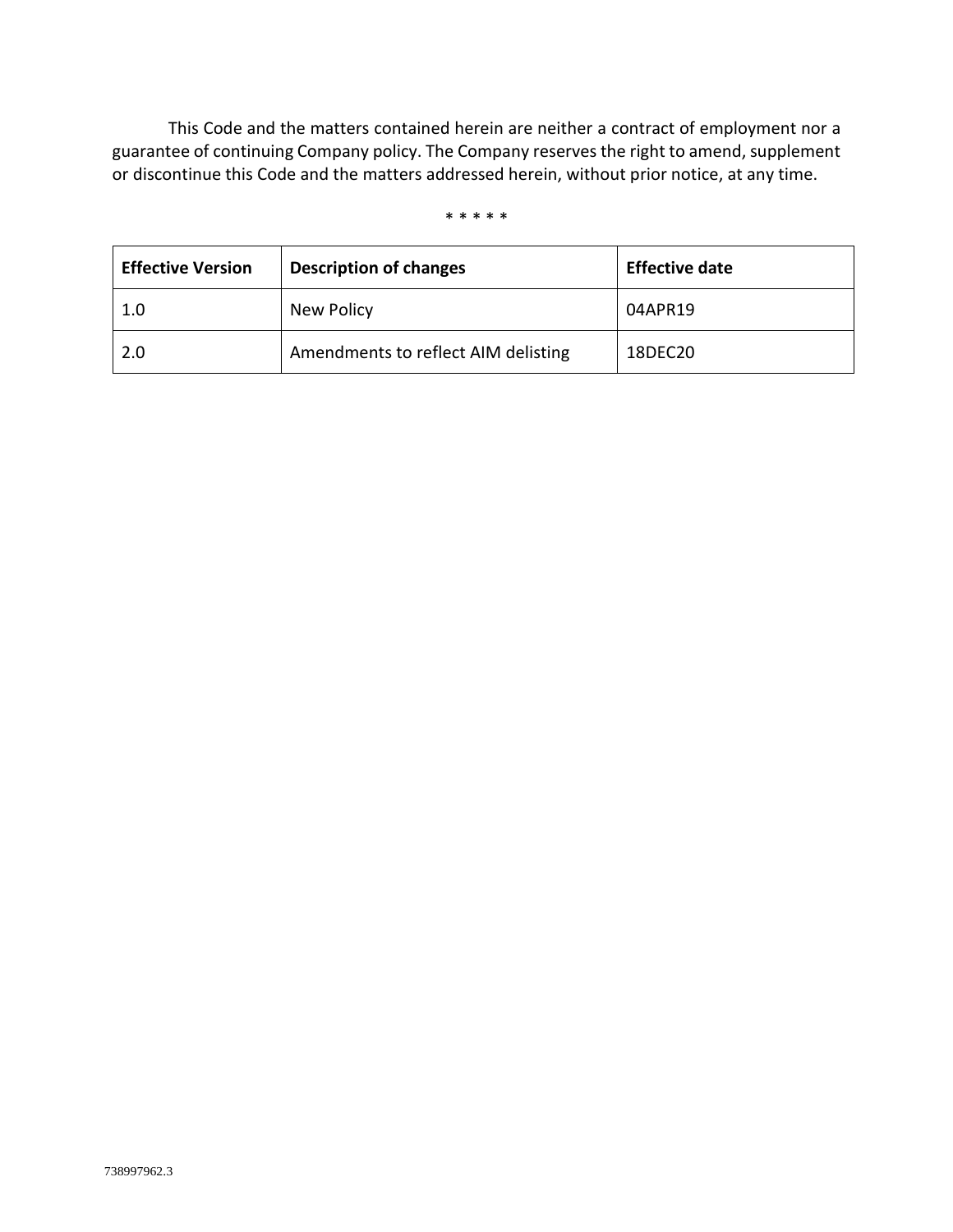This Code and the matters contained herein are neither a contract of employment nor a guarantee of continuing Company policy. The Company reserves the right to amend, supplement or discontinue this Code and the matters addressed herein, without prior notice, at any time.

* * * * *

| Effective Version | Description of changes | Effective date |
|---|---|---|
| 1.0 | New Policy | 04APR19 |
| 2.0 | Amendments to reflect AIM delisting | 18DEC20 |

738997962.3